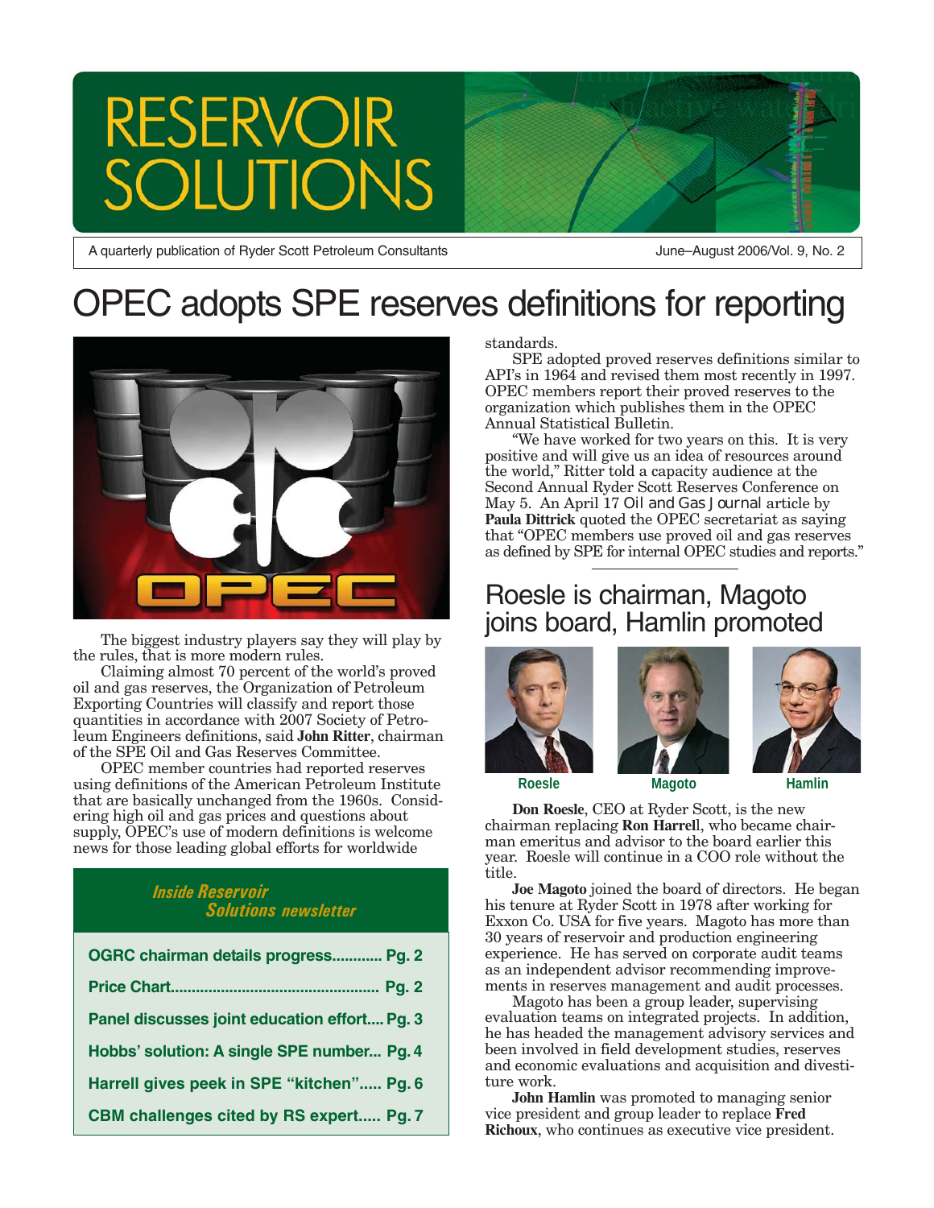# RESERVOIR SOLUTIONS

A quarterly publication of Ryder Scott Petroleum Consultants

June–August 2006/Vol. 9, No. 2

# OPEC adopts SPE reserves definitions for reporting

The biggest industry players say they will play by the rules, that is more modern rules.

Claiming almost 70 percent of the world's proved oil and gas reserves, the Organization of Petroleum Exporting Countries will classify and report those quantities in accordance with 2007 Society of Petroleum Engineers definitions, said **John Ritter**, chairman of the SPE Oil and Gas Reserves Committee.

OPEC member countries had reported reserves using definitions of the American Petroleum Institute that are basically unchanged from the 1960s. Considering high oil and gas prices and questions about supply, OPEC's use of modern definitions is welcome news for those leading global efforts for worldwide standards.

SPE adopted proved reserves definitions similar to API's in 1964 and revised them most recently in 1997. OPEC members report their proved reserves to the organization which publishes them in the OPEC Annual Statistical Bulletin.

"We have worked for two years on this. It is very positive and will give us an idea of resources around the world," Ritter told a capacity audience at the Second Annual Ryder Scott Reserves Conference on May 5. An April 17 *Oil and Gas Journal* article by **Paula Dittrick** quoted the OPEC secretariat as saying that "OPEC members use proved oil and gas reserves as defined by SPE for internal OPEC studies and reports."

## Inside Reservoir Solutions newsletter

- OGRC chairman details progress............ Pg. 2
- Price Chart................................................. Pg. 2
- Panel discusses joint education effort.... Pg. 3
- Hobbs' solution: A single SPE number... Pg. 4
- Harrell gives peek in SPE "kitchen"..... Pg. 6
- CBM challenges cited by RS expert..... Pg. 7

# Roesle is chairman, Magoto joins board, Hamlin promoted

Roesle | Magoto | Hamlin

**Don Roesle**, CEO at Ryder Scott, is the new chairman replacing **Ron Harrell**, who became chairman emeritus and advisor to the board earlier this year. Roesle will continue in a COO role without the title.

**Joe Magoto** joined the board of directors. He began his tenure at Ryder Scott in 1978 after working for Exxon Co. USA for five years. Magoto has more than 30 years of reservoir and production engineering experience. He has served on corporate audit teams as an independent advisor recommending improvements in reserves management and audit processes.

Magoto has been a group leader, supervising evaluation teams on integrated projects. In addition, he has headed the management advisory services and been involved in field development studies, reserves and economic evaluations and acquisition and divestiture work.

**John Hamlin** was promoted to managing senior vice president and group leader to replace **Fred Richoux**, who continues as executive vice president.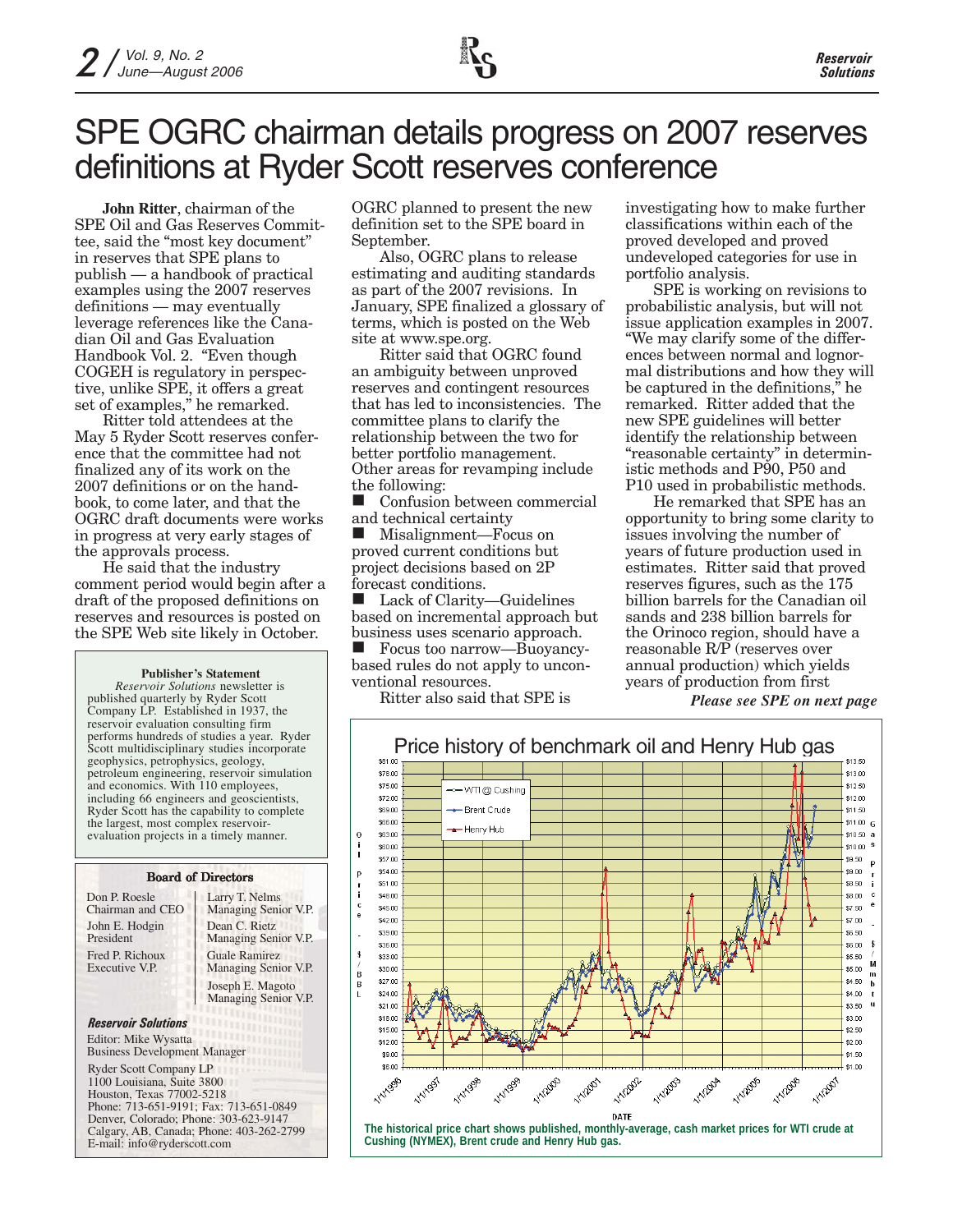# SPE OGRC chairman details progress on 2007 reserves definitions at Ryder Scott reserves conference

**John Ritter**, chairman of the SPE Oil and Gas Reserves Committee, said the "most key document" in reserves that SPE plans to publish — a handbook of practical examples using the 2007 reserves definitions — may eventually leverage references like the Canadian Oil and Gas Evaluation Handbook Vol. 2. "Even though COGEH is regulatory in perspective, unlike SPE, it offers a great set of examples," he remarked.

Ritter told attendees at the May 5 Ryder Scott reserves conference that the committee had not finalized any of its work on the 2007 definitions or on the handbook, to come later, and that the OGRC draft documents were works in progress at very early stages of the approvals process.

He said that the industry comment period would begin after a draft of the proposed definitions on reserves and resources is posted on the SPE Web site likely in October. OGRC planned to present the new definition set to the SPE board in September.

Also, OGRC plans to release estimating and auditing standards as part of the 2007 revisions. In January, SPE finalized a glossary of terms, which is posted on the Web site at www.spe.org.

Ritter said that OGRC found an ambiguity between unproved reserves and contingent resources that has led to inconsistencies. The committee plans to clarify the relationship between the two for better portfolio management. Other areas for revamping include the following:

- Confusion between commercial and technical certainty
- Misalignment—Focus on proved current conditions but project decisions based on 2P forecast conditions.
- Lack of Clarity—Guidelines based on incremental approach but business uses scenario approach.
- Focus too narrow—Buoyancy-based rules do not apply to unconventional resources.

Ritter also said that SPE is investigating how to make further classifications within each of the proved developed and proved undeveloped categories for use in portfolio analysis.

SPE is working on revisions to probabilistic analysis, but will not issue application examples in 2007. "We may clarify some of the differences between normal and lognormal distributions and how they will be captured in the definitions," he remarked. Ritter added that the new SPE guidelines will better identify the relationship between "reasonable certainty" in deterministic methods and P90, P50 and P10 used in probabilistic methods.

He remarked that SPE has an opportunity to bring some clarity to issues involving the number of years of future production used in estimates. Ritter said that proved reserves figures, such as the 175 billion barrels for the Canadian oil sands and 238 billion barrels for the Orinoco region, should have a reasonable R/P (reserves over annual production) which yields years of production from first

***Please see SPE on next page***

**Publisher's Statement**

*Reservoir Solutions* newsletter is published quarterly by Ryder Scott Company LP. Established in 1937, the reservoir evaluation consulting firm performs hundreds of studies a year. Ryder Scott multidisciplinary studies incorporate geophysics, petrophysics, geology, petroleum engineering, reservoir simulation and economics. With 110 employees, including 66 engineers and geoscientists, Ryder Scott has the capability to complete the largest, most complex reservoir-evaluation projects in a timely manner.

**Board of Directors**

| | |
|---|---|
| Don P. Roesle, Chairman and CEO | Larry T. Nelms, Managing Senior V.P. |
| John E. Hodgin, President | Dean C. Rietz, Managing Senior V.P. |
| Fred P. Richoux, Executive V.P. | Guale Ramirez, Managing Senior V.P. |
| | Joseph E. Magoto, Managing Senior V.P. |

***Reservoir Solutions***

Editor: Mike Wysatta
Business Development Manager

Ryder Scott Company LP
1100 Louisiana, Suite 3800
Houston, Texas 77002-5218
Phone: 713-651-9191; Fax: 713-651-0849
Denver, Colorado; Phone: 303-623-9147
Calgary, AB, Canada; Phone: 403-262-2799
E-mail: info@ryderscott.com

**Price history of benchmark oil and Henry Hub gas**

**The historical price chart shows published, monthly-average, cash market prices for WTI crude at Cushing (NYMEX), Brent crude and Henry Hub gas.**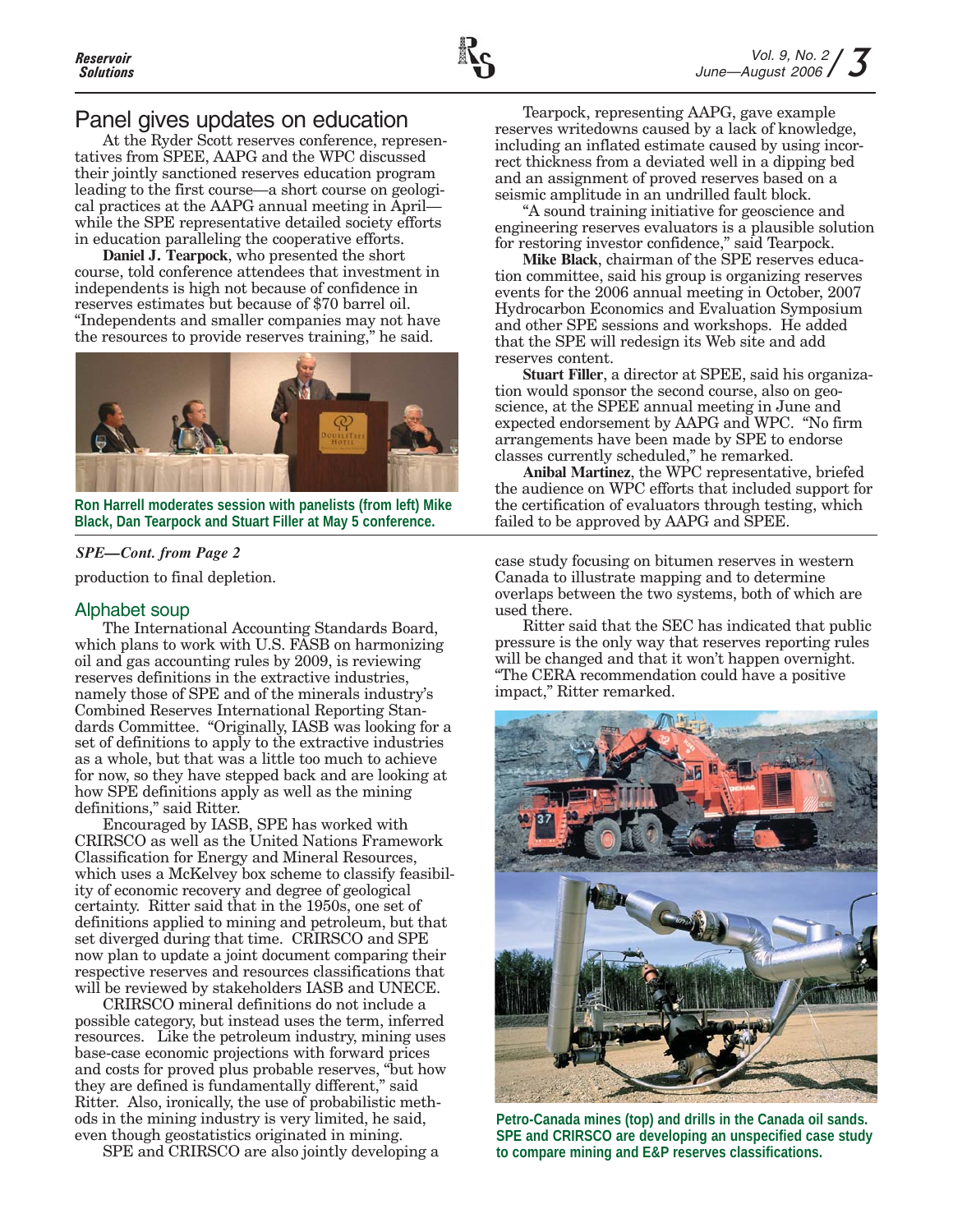## Panel gives updates on education

At the Ryder Scott reserves conference, representatives from SPEE, AAPG and the WPC discussed their jointly sanctioned reserves education program leading to the first course—a short course on geological practices at the AAPG annual meeting in April—while the SPE representative detailed society efforts in education paralleling the cooperative efforts.

**Daniel J. Tearpock**, who presented the short course, told conference attendees that investment in independents is high not because of confidence in reserves estimates but because of $70 barrel oil. "Independents and smaller companies may not have the resources to provide reserves training," he said.

Ron Harrell moderates session with panelists (from left) Mike Black, Dan Tearpock and Stuart Filler at May 5 conference.

Tearpock, representing AAPG, gave example reserves writedowns caused by a lack of knowledge, including an inflated estimate caused by using incorrect thickness from a deviated well in a dipping bed and an assignment of proved reserves based on a seismic amplitude in an undrilled fault block.

"A sound training initiative for geoscience and engineering reserves evaluators is a plausible solution for restoring investor confidence," said Tearpock.

**Mike Black**, chairman of the SPE reserves education committee, said his group is organizing reserves events for the 2006 annual meeting in October, 2007 Hydrocarbon Economics and Evaluation Symposium and other SPE sessions and workshops. He added that the SPE will redesign its Web site and add reserves content.

**Stuart Filler**, a director at SPEE, said his organization would sponsor the second course, also on geoscience, at the SPEE annual meeting in June and expected endorsement by AAPG and WPC. "No firm arrangements have been made by SPE to endorse the classes currently scheduled," he remarked.

**Anibal Martinez**, the WPC representative, briefed the audience on WPC efforts that included support for the certification of evaluators through testing, which failed to be approved by AAPG and SPE.

*SPE—Cont. from Page 2*

production to final depletion.

### Alphabet soup

The International Accounting Standards Board, which plans to work with U.S. FASB on harmonizing oil and gas accounting rules by 2009, is reviewing reserves definitions in the extractive industries, namely those of SPE and of the minerals industry's Combined Reserves International Reporting Standards Committee. "Originally, IASB was looking for a set of definitions to apply to the extractive industries as a whole, but that was a little too much to achieve for now, so they have stepped back and are looking at how SPE definitions apply as well as the mining definitions," said Ritter.

Encouraged by IASB, SPE has worked with CRIRSCO as well as the United Nations Framework Classification for Energy and Mineral Resources, which uses a McKelvey box scheme to classify feasibility of economic recovery and degree of geological certainty. Ritter said that in the 1950s, one set of definitions applied to mining and petroleum, but that set diverged during that time. CRIRSCO and SPE now plan to update a joint document comparing their respective reserves and resources classifications that will be reviewed by stakeholders IASB and UNECE.

CRIRSCO mineral definitions do not include a possible category, but instead uses the term, inferred resources. Like the petroleum industry, mining uses base-case economic projections with forward prices and costs for proved plus probable reserves, "but how they are defined is fundamentally different," said Ritter. Also, ironically, the use of probabilistic methods in the mining industry is very limited, he said, even though geostatistics originated in mining.

SPE and CRIRSCO are also jointly developing a case study focusing on bitumen reserves in western Canada to illustrate mapping and to determine overlaps between the two systems, both of which are used there.

Ritter said that the SEC has indicated that public pressure is the only way that reserves reporting rules will be changed and that it won't happen overnight. "The CERA recommendation could have a positive impact," Ritter remarked.

Petro-Canada mines (top) and drills in the Canada oil sands. SPE and CRIRSCO are developing an unspecified case study to compare mining and E&P reserves classifications.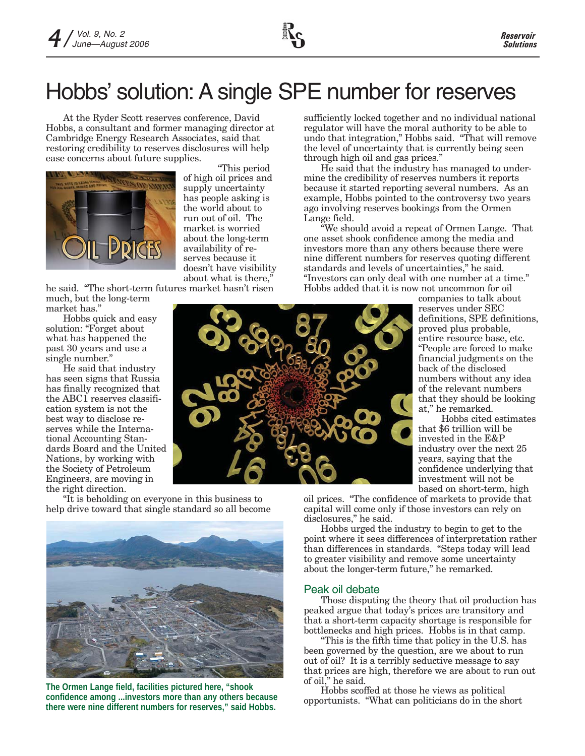# Hobbs' solution: A single SPE number for reserves

At the Ryder Scott reserves conference, David Hobbs, a consultant and former managing director at Cambridge Energy Research Associates, said that restoring credibility to reserves disclosures will help ease concerns about future supplies.

"This period of high oil prices and supply uncertainty has people asking is the world about to run out of oil. The market is worried about the long-term availability of reserves because it doesn't have visibility about what is there," he said. "The short-term futures market hasn't risen much, but the long-term market has."

Hobbs quick and easy solution: "Forget about what has happened the past 30 years and use a single number."

He said that industry has seen signs that Russia has finally recognized that the ABC1 reserves classification system is not the best way to disclose reserves while the International Accounting Standards Board and the United Nations, by working with the Society of Petroleum Engineers, are moving in the right direction.

"It is beholding on everyone in this business to help drive toward that single standard so all become sufficiently locked together and no individual national regulator will have the moral authority to be able to undo that integration," Hobbs said. "That will remove the level of uncertainty that is currently being seen through high oil and gas prices."

He said that the industry has managed to undermine the credibility of reserves numbers it reports because it started reporting several numbers. As an example, Hobbs pointed to the controversy two years ago involving reserves bookings from the Ormen Lange field.

"We should avoid a repeat of Ormen Lange. That one asset shook confidence among the media and investors more than any others because there were nine different numbers for reserves quoting different standards and levels of uncertainties," he said. "Investors can only deal with one number at a time."

Hobbs added that it is now not uncommon for oil companies to talk about reserves under SEC definitions, SPE definitions, proved plus probable, entire resource base, etc. "People are forced to make financial judgments on the back of the disclosed numbers without any idea of the relevant numbers that they should be looking at," he remarked.

Hobbs cited estimates that $6 trillion will be invested in the E&P industry over the next 25 years, saying that the confidence underlying that investment will not be based on short-term, high oil prices. "The confidence of markets to provide that capital will come only if those investors can rely on disclosures," he said.

Hobbs urged the industry to begin to get to the point where it sees differences of interpretation rather than differences in standards. "Steps today will lead to greater visibility and remove some uncertainty about the longer-term future," he remarked.

The Ormen Lange field, facilities pictured here, "shook confidence among ...investors more than any others because there were nine different numbers for reserves," said Hobbs.

## Peak oil debate

Those disputing the theory that oil production has peaked argue that today's prices are transitory and that a short-term capacity shortage is responsible for bottlenecks and high prices. Hobbs is in that camp.

"This is the fifth time that policy in the U.S. has been governed by the question, are we about to run out of oil? It is a terribly seductive message to say that prices are high, therefore we are about to run out of oil," he said.

Hobbs scoffed at those he views as political opportunists. "What can politicians do in the short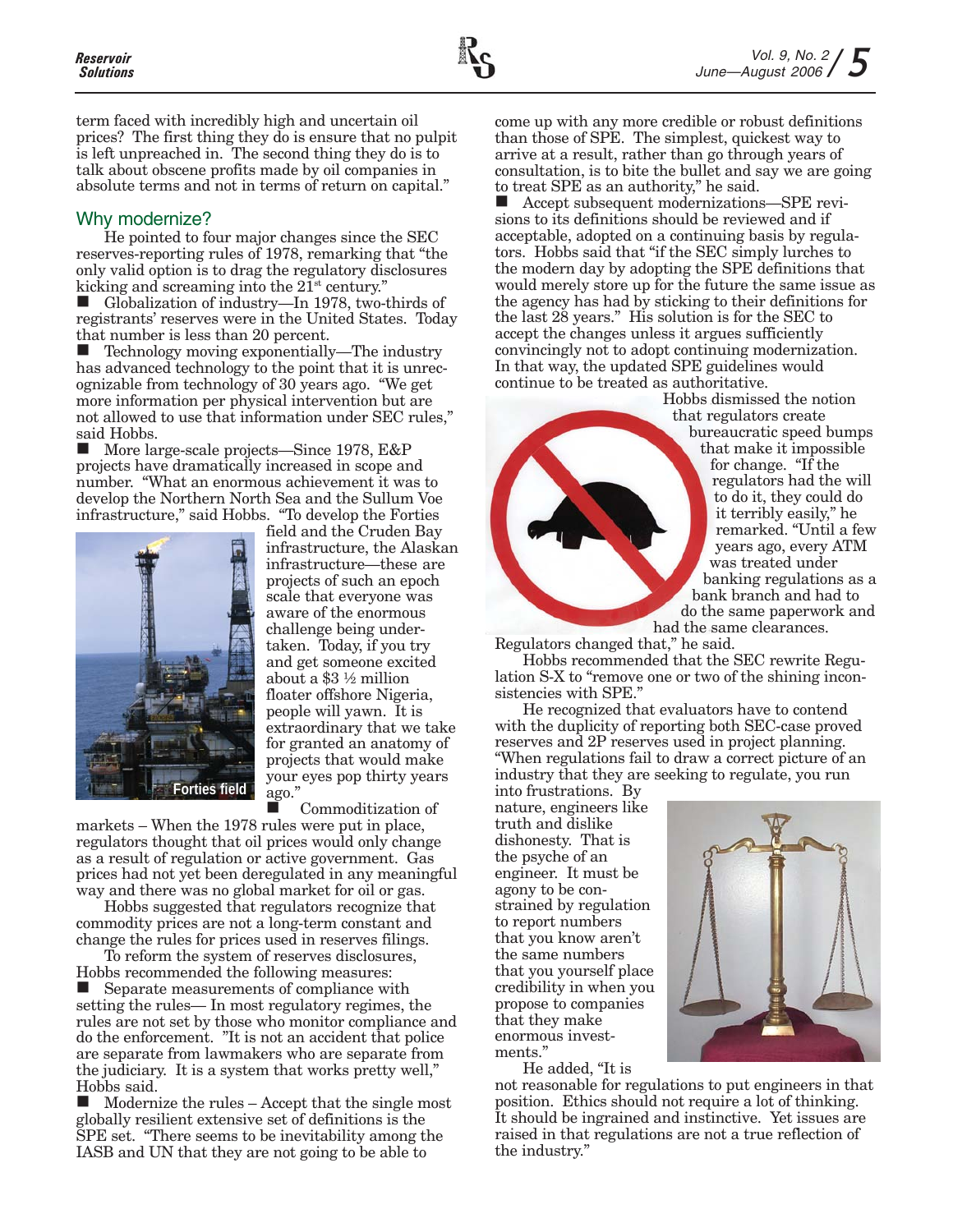term faced with incredibly high and uncertain oil prices? The first thing they do is ensure that no pulpit is left unpreached in. The second thing they do is to talk about obscene profits made by oil companies in absolute terms and not in terms of return on capital."

## Why modernize?

He pointed to four major changes since the SEC reserves-reporting rules of 1978, remarking that "the only valid option is to drag the regulatory disclosures kicking and screaming into the 21st century."

- Globalization of industry—In 1978, two-thirds of registrants' reserves were in the United States. Today that number is less than 20 percent.
- Technology moving exponentially—The industry has advanced technology to the point that it is unrecognizable from technology of 30 years ago. "We get more information per physical intervention but are not allowed to use that information under SEC rules," said Hobbs.
- More large-scale projects—Since 1978, E&P projects have dramatically increased in scope and number. "What an enormous achievement it was to develop the Northern North Sea and the Sullum Voe infrastructure," said Hobbs. "To develop the Forties field and the Cruden Bay infrastructure, the Alaskan infrastructure—these are projects of such an epoch scale that everyone was aware of the enormous challenge being undertaken. Today, if you try and get someone excited about a $3 ½ million floater offshore Nigeria, people will yawn. It is extraordinary that we take for granted an anatomy of projects that would make your eyes pop thirty years ago."

Forties field

- Commoditization of markets – When the 1978 rules were put in place, regulators thought that oil prices would only change as a result of regulation or active government. Gas prices had not yet been deregulated in any meaningful way and there was no global market for oil or gas.

Hobbs suggested that regulators recognize that commodity prices are not a long-term constant and change the rules for prices used in reserves filings.

To reform the system of reserves disclosures, Hobbs recommended the following measures:

- Separate measurements of compliance with setting the rules— In most regulatory regimes, the rules are not set by those who monitor compliance and do the enforcement. "It is not an accident that police are separate from lawmakers who are separate from the judiciary. It is a system that works pretty well," Hobbs said.
- Modernize the rules – Accept that the single most globally resilient extensive set of definitions is the SPE set. "There seems to be inevitability among the IASB and UN that they are not going to be able to come up with any more credible or robust definitions than those of SPE. The simplest, quickest way to arrive at a result, rather than go through years of consultation, is to bite the bullet and say we are going to treat SPE as an authority," he said.
- Accept subsequent modernizations—SPE revisions to its definitions should be reviewed and if acceptable, adopted on a continuing basis by regulators. Hobbs said that "if the SEC simply lurches to the modern day by adopting the SPE definitions that would merely store up for the future the same issue as the agency has had by sticking to their definitions for the last 28 years." His solution is for the SEC to accept the changes unless it argues sufficiently convincingly not to adopt continuing modernization. In that way, the updated SPE guidelines would continue to be treated as authoritative.

Hobbs dismissed the notion that regulators create bureaucratic speed bumps that make it impossible for change. "If the regulators had the will to do it, they could do it terribly easily," he remarked. "Until a few years ago, every ATM was treated under banking regulations as a bank branch and had to do the same paperwork and had the same clearances. Regulators changed that," he said.

Hobbs recommended that the SEC rewrite Regulation S-X to "remove one or two of the shining inconsistencies with SPE."

He recognized that evaluators have to contend with the duplicity of reporting both SEC-case proved reserves and 2P reserves used in project planning. "When regulations fail to draw a correct picture of an industry that they are seeking to regulate, you run into frustrations. By nature, engineers like truth and dislike dishonesty. That is the psyche of an engineer. It must be agony to be constrained by regulation to report numbers that you know aren't the same numbers that you yourself place credibility in when you propose to companies that they make enormous investments."

He added, "It is not reasonable for regulations to put engineers in that position. Ethics should not require a lot of thinking. It should be ingrained and instinctive. Yet issues are raised in that regulations are not a true reflection of the industry."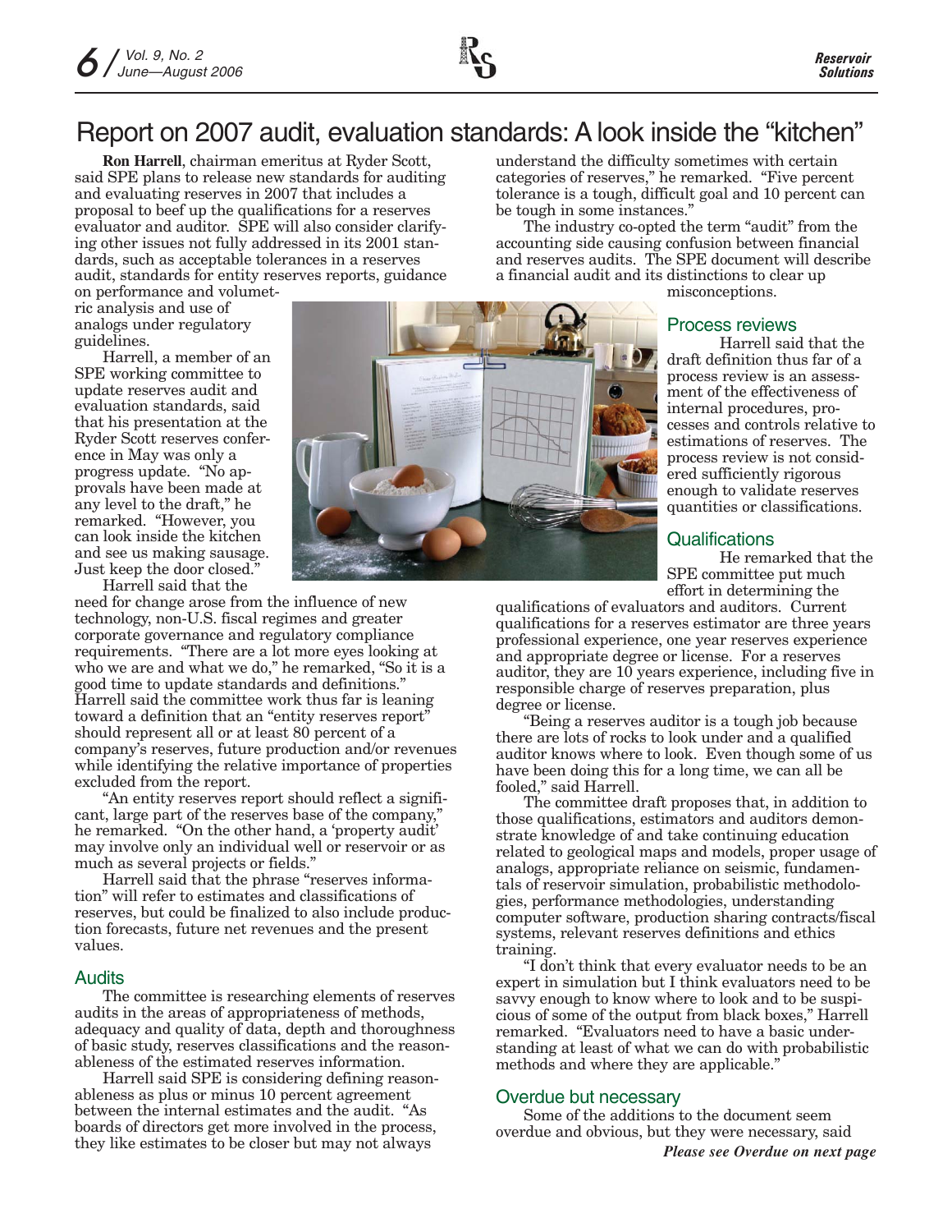# Report on 2007 audit, evaluation standards: A look inside the "kitchen"

**Ron Harrell**, chairman emeritus at Ryder Scott, said SPE plans to release new standards for auditing and evaluating reserves in 2007 that includes a proposal to beef up the qualifications for a reserves evaluator and auditor. SPE will also consider clarifying other issues not fully addressed in its 2001 standards, such as acceptable tolerances in a reserves audit, standards for entity reserves reports, guidance on performance and volumetric analysis and use of analogs under regulatory guidelines.

Harrell, a member of an SPE working committee to update reserves audit and evaluation standards, said that his presentation at the Ryder Scott reserves conference in May was only a progress update. "No approvals have been made at any level to the draft," he remarked. "However, you can look inside the kitchen and see us making sausage. Just keep the door closed."

Harrell said that the need for change arose from the influence of new technology, non-U.S. fiscal regimes and greater corporate governance and regulatory compliance requirements. "There are a lot more eyes looking at who we are and what we do," he remarked, "So it is a good time to update standards and definitions." Harrell said the committee work thus far is leaning toward a definition that an "entity reserves report" should represent all or at least 80 percent of a company's reserves, future production and/or revenues while identifying the relative importance of properties excluded from the report.

"An entity reserves report should reflect a significant, large part of the reserves base of the company," he remarked. "On the other hand, a 'property audit' may involve only an individual well or reservoir or as much as several projects or fields."

Harrell said that the phrase "reserves information" will refer to estimates and classifications of reserves, but could be finalized to also include production forecasts, future net revenues and the present values.

## Audits

The committee is researching elements of reserves audits in the areas of appropriateness of methods, adequacy and quality of data, depth and thoroughness of basic study, reserves classifications and the reasonableness of the estimated reserves information.

Harrell said SPE is considering defining reasonableness as plus or minus 10 percent agreement between the internal estimates and the audit. "As boards of directors get more involved in the process, they like estimates to be closer but may not always understand the difficulty sometimes with certain categories of reserves," he remarked. "Five percent tolerance is a tough, difficult goal and 10 percent can be tough in some instances."

The industry co-opted the term "audit" from the accounting side causing confusion between financial and reserves audits. The SPE document will describe a financial audit and its distinctions to clear up misconceptions.

## Process reviews

Harrell said that the draft definition thus far of a process review is an assessment of the effectiveness of internal procedures, processes and controls relative to estimations of reserves. The process review is not considered sufficiently rigorous enough to validate reserves quantities or classifications.

## Qualifications

He remarked that the SPE committee put much effort in determining the qualifications of evaluators and auditors. Current qualifications for a reserves estimator are three years professional experience, one year reserves experience and appropriate degree or license. For a reserves auditor, they are 10 years experience, including five in responsible charge of reserves preparation, plus degree or license.

"Being a reserves auditor is a tough job because there are lots of rocks to look under and a qualified auditor knows where to look. Even though some of us have been doing this for a long time, we can all be fooled," said Harrell.

The committee draft proposes that, in addition to those qualifications, estimators and auditors demonstrate knowledge of and take continuing education related to geological maps and models, proper usage of analogs, appropriate reliance on seismic, fundamentals of reservoir simulation, probabilistic methodologies, performance methodologies, understanding computer software, production sharing contracts/fiscal systems, relevant reserves definitions and ethics training.

"I don't think that every evaluator needs to be an expert in simulation but I think evaluators need to be savvy enough to know where to look and to be suspicious of some of the output from black boxes," Harrell remarked. "Evaluators need to have a basic understanding at least of what we can do with probabilistic methods and where they are applicable."

## Overdue but necessary

Some of the additions to the document seem overdue and obvious, but they were necessary, said

***Please see Overdue on next page***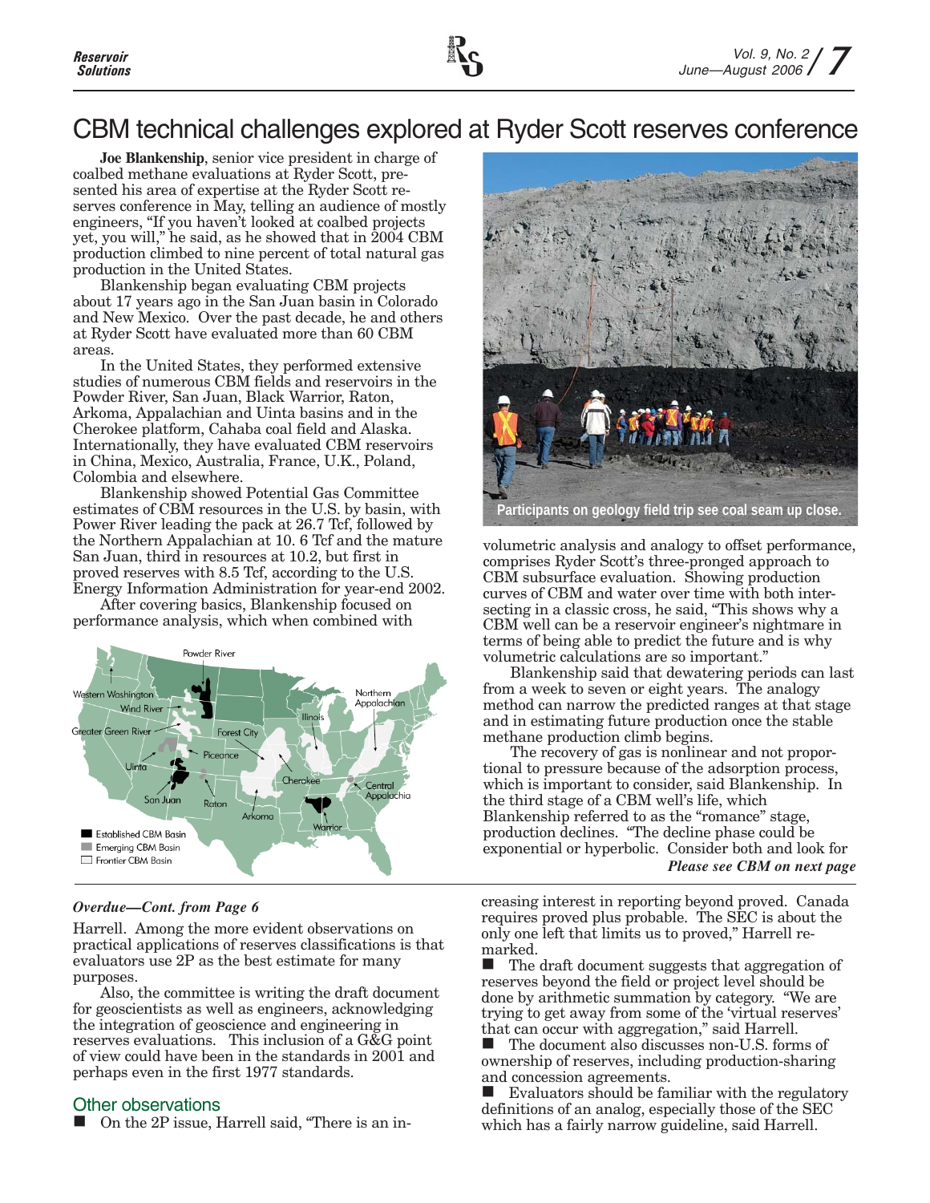# CBM technical challenges explored at Ryder Scott reserves conference

**Joe Blankenship**, senior vice president in charge of coalbed methane evaluations at Ryder Scott, presented his area of expertise at the Ryder Scott reserves conference in May, telling an audience of mostly engineers, "If you haven't looked at coalbed projects yet, you will," he said, as he showed that in 2004 CBM production climbed to nine percent of total natural gas production in the United States.

Blankenship began evaluating CBM projects about 17 years ago in the San Juan basin in Colorado and New Mexico. Over the past decade, he and others at Ryder Scott have evaluated more than 60 CBM areas.

In the United States, they performed extensive studies of numerous CBM fields and reservoirs in the Powder River, San Juan, Black Warrior, Raton, Arkoma, Appalachian and Uinta basins and in the Cherokee platform, Cahaba coal field and Alaska. Internationally, they have evaluated CBM reservoirs in China, Mexico, Australia, France, U.K., Poland, Colombia and elsewhere.

Blankenship showed Potential Gas Committee estimates of CBM resources in the U.S. by basin, with Power River leading the pack at 26.7 Tcf, followed by the Northern Appalachian at 10. 6 Tcf and the mature San Juan, third in resources at 10.2, but first in proved reserves with 8.5 Tcf, according to the U.S. Energy Information Administration for year-end 2002.

After covering basics, Blankenship focused on performance analysis, which when combined with volumetric analysis and analogy to offset performance, comprises Ryder Scott's three-pronged approach to CBM subsurface evaluation. Showing production curves of CBM and water over time with both intersecting in a classic cross, he said, "This shows why a CBM well can be a reservoir engineer's nightmare in terms of being able to predict the future and is why volumetric calculations are so important."

Blankenship said that dewatering periods can last from a week to seven or eight years. The analogy method can narrow the predicted ranges at that stage and in estimating future production once the stable methane production climb begins.

The recovery of gas is nonlinear and not proportional to pressure because of the adsorption process, which is important to consider, said Blankenship. In the third stage of a CBM well's life, which Blankenship referred to as the "romance" stage, production declines. "The decline phase could be exponential or hyperbolic. Consider both and look for

*Please see CBM on next page*

Participants on geology field trip see coal seam up close.

---

*Overdue—Cont. from Page 6*

Harrell. Among the more evident observations on practical applications of reserves classifications is that evaluators use 2P as the best estimate for many purposes.

Also, the committee is writing the draft document for geoscientists as well as engineers, acknowledging the integration of geoscience and engineering in reserves evaluations. This inclusion of a G&G point of view could have been in the standards in 2001 and perhaps even in the first 1977 standards.

## Other observations

- On the 2P issue, Harrell said, "There is an increasing interest in reporting beyond proved. Canada requires proved plus probable. The SEC is about the only one left that limits us to proved," Harrell remarked.
- The draft document suggests that aggregation of reserves beyond the field or project level should be done by arithmetic summation by category. "We are trying to get away from some of the 'virtual reserves' that can occur with aggregation," said Harrell.
- The document also discusses non-U.S. forms of ownership of reserves, including production-sharing and concession agreements.
- Evaluators should be familiar with the regulatory definitions of an analog, especially those of the SEC which has a fairly narrow guideline, said Harrell.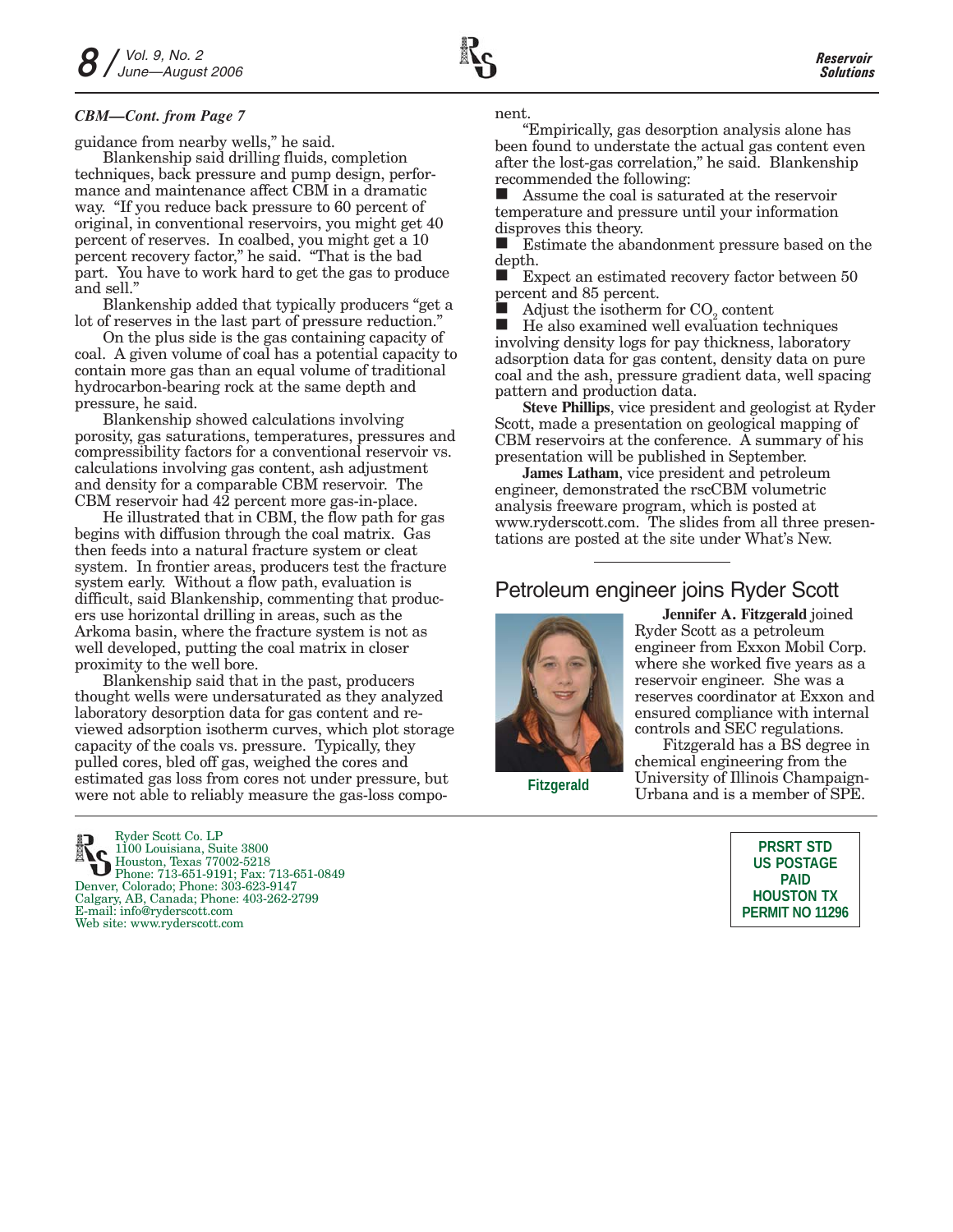*CBM—Cont. from Page 7*

guidance from nearby wells," he said.

Blankenship said drilling fluids, completion techniques, back pressure and pump design, performance and maintenance affect CBM in a dramatic way. "If you reduce back pressure to 60 percent of original, in conventional reservoirs, you might get 40 percent of reserves. In coalbed, you might get a 10 percent recovery factor," he said. "That is the bad part. You have to work hard to get the gas to produce and sell."

Blankenship added that typically producers "get a lot of reserves in the last part of pressure reduction."

On the plus side is the gas containing capacity of coal. A given volume of coal has a potential capacity to contain more gas than an equal volume of traditional hydrocarbon-bearing rock at the same depth and pressure, he said.

Blankenship showed calculations involving porosity, gas saturations, temperatures, pressures and compressibility factors for a conventional reservoir vs. calculations involving gas content, ash adjustment and density for a comparable CBM reservoir. The CBM reservoir had 42 percent more gas-in-place.

He illustrated that in CBM, the flow path for gas begins with diffusion through the coal matrix. Gas then feeds into a natural fracture system or cleat system. In frontier areas, producers test the fracture system early. Without a flow path, evaluation is difficult, said Blankenship, commenting that producers use horizontal drilling in areas, such as the Arkoma basin, where the fracture system is not as well developed, putting the coal matrix in closer proximity to the well bore.

Blankenship said that in the past, producers thought wells were undersaturated as they analyzed laboratory desorption data for gas content and reviewed adsorption isotherm curves, which plot storage capacity of the coals vs. pressure. Typically, they pulled cores, bled off gas, weighed the cores and estimated gas loss from cores not under pressure, but were not able to reliably measure the gas-loss component.

"Empirically, gas desorption analysis alone has been found to understate the actual gas content even after the lost-gas correlation," he said. Blankenship recommended the following:

- Assume the coal is saturated at the reservoir temperature and pressure until your information disproves this theory.
- Estimate the abandonment pressure based on the depth.
- Expect an estimated recovery factor between 50 percent and 85 percent.
- Adjust the isotherm for $CO_2$ content
- He also examined well evaluation techniques involving density logs for pay thickness, laboratory adsorption data for gas content, density data on pure coal and the ash, pressure gradient data, well spacing pattern and production data.

**Steve Phillips**, vice president and geologist at Ryder Scott, made a presentation on geological mapping of CBM reservoirs at the conference. A summary of his presentation will be published in September.

**James Latham**, vice president and petroleum engineer, demonstrated the rscCBM volumetric analysis freeware program, which is posted at www.ryderscott.com. The slides from all three presentations are posted at the site under What's New.

## Petroleum engineer joins Ryder Scott

Fitzgerald

**Jennifer A. Fitzgerald** joined Ryder Scott as a petroleum engineer from Exxon Mobil Corp. where she worked five years as a reservoir engineer. She was a reserves coordinator at Exxon and ensured compliance with internal controls and SEC regulations.

Fitzgerald has a BS degree in chemical engineering from the University of Illinois Champaign-Urbana and is a member of SPE.

Ryder Scott Co. LP
1100 Louisiana, Suite 3800
Houston, Texas 77002-5218
Phone: 713-651-9191; Fax: 713-651-0849
Denver, Colorado; Phone: 303-623-9147
Calgary, AB, Canada; Phone: 403-262-2799
E-mail: info@ryderscott.com
Web site: www.ryderscott.com

PRSRT STD
US POSTAGE
PAID
HOUSTON TX
PERMIT NO 11296